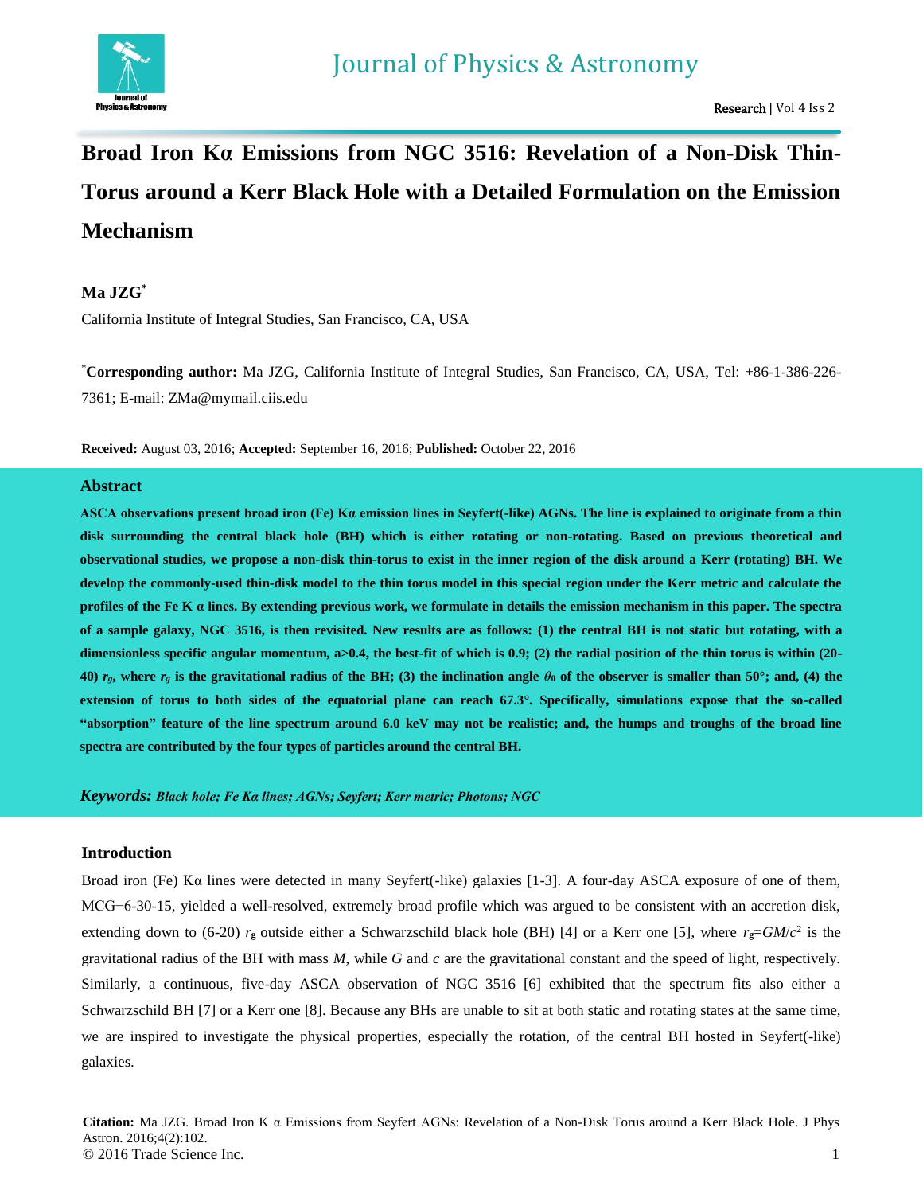# Broad Iron Kα Emissions from NGC 3516: Revelation of a Non-Disk Thin-Torus around a Kerr Black Hole with a Detailed Formulation on the Emission Mechanism

**Ma JZG***

California Institute of Integral Studies, San Francisco, CA, USA

***Corresponding author:** Ma JZG, California Institute of Integral Studies, San Francisco, CA, USA, Tel: +86-1-386-226-7361; E-mail: ZMa@mymail.ciis.edu

**Received:** August 03, 2016; **Accepted:** September 16, 2016; **Published:** October 22, 2016

## Abstract

**ASCA observations present broad iron (Fe) Kα emission lines in Seyfert(-like) AGNs. The line is explained to originate from a thin disk surrounding the central black hole (BH) which is either rotating or non-rotating. Based on previous theoretical and observational studies, we propose a non-disk thin-torus to exist in the inner region of the disk around a Kerr (rotating) BH. We develop the commonly-used thin-disk model to the thin torus model in this special region under the Kerr metric and calculate the profiles of the Fe K α lines. By extending previous work, we formulate in details the emission mechanism in this paper. The spectra of a sample galaxy, NGC 3516, is then revisited. New results are as follows: (1) the central BH is not static but rotating, with a dimensionless specific angular momentum, a>0.4, the best-fit of which is 0.9; (2) the radial position of the thin torus is within (20-40) $r_g$, where $r_g$ is the gravitational radius of the BH; (3) the inclination angle $\theta_0$ of the observer is smaller than 50°; and, (4) the extension of torus to both sides of the equatorial plane can reach 67.3°. Specifically, simulations expose that the so-called "absorption" feature of the line spectrum around 6.0 keV may not be realistic; and, the humps and troughs of the broad line spectra are contributed by the four types of particles around the central BH.**

***Keywords:*** ***Black hole; Fe Kα lines; AGNs; Seyfert; Kerr metric; Photons; NGC***

## Introduction

Broad iron (Fe) Kα lines were detected in many Seyfert(-like) galaxies [1-3]. A four-day ASCA exposure of one of them, MCG−6-30-15, yielded a well-resolved, extremely broad profile which was argued to be consistent with an accretion disk, extending down to (6-20) $r_g$ outside either a Schwarzschild black hole (BH) [4] or a Kerr one [5], where $r_g=GM/c^2$ is the gravitational radius of the BH with mass $M$, while $G$ and $c$ are the gravitational constant and the speed of light, respectively. Similarly, a continuous, five-day ASCA observation of NGC 3516 [6] exhibited that the spectrum fits also either a Schwarzschild BH [7] or a Kerr one [8]. Because any BHs are unable to sit at both static and rotating states at the same time, we are inspired to investigate the physical properties, especially the rotation, of the central BH hosted in Seyfert(-like) galaxies.

**Citation:** Ma JZG. Broad Iron K α Emissions from Seyfert AGNs: Revelation of a Non-Disk Torus around a Kerr Black Hole. J Phys Astron. 2016;4(2):102.
© 2016 Trade Science Inc.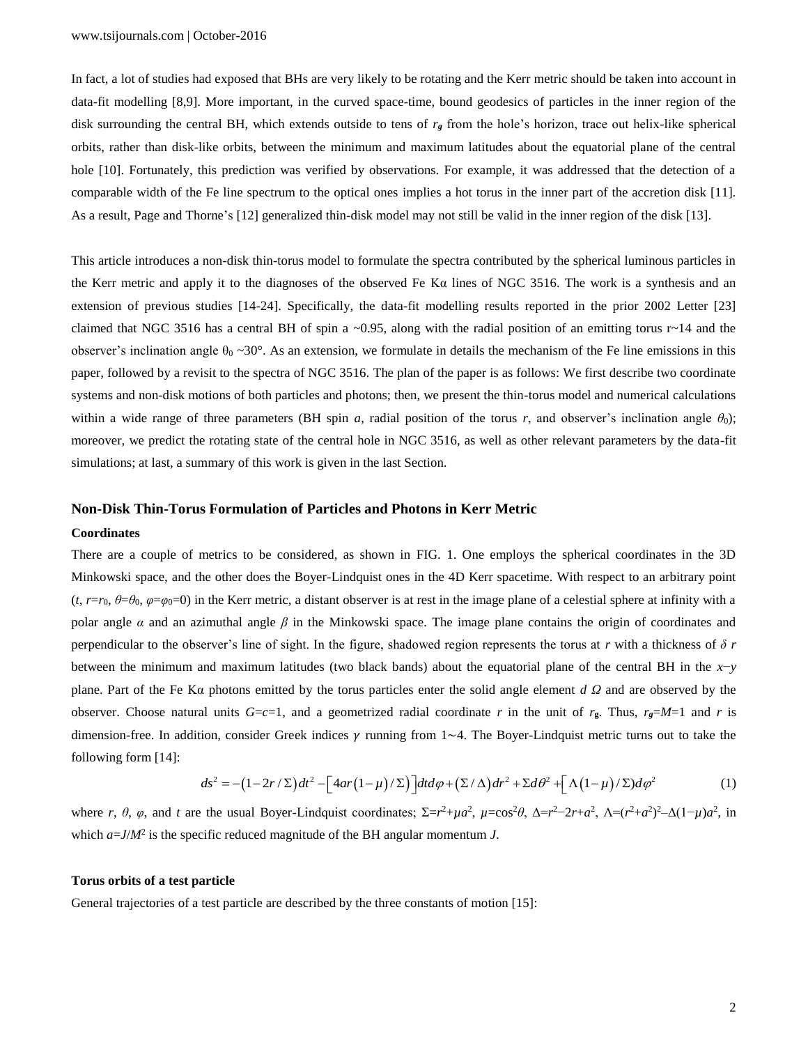In fact, a lot of studies had exposed that BHs are very likely to be rotating and the Kerr metric should be taken into account in data-fit modelling [8,9]. More important, in the curved space-time, bound geodesics of particles in the inner region of the disk surrounding the central BH, which extends outside to tens of $r_g$ from the hole's horizon, trace out helix-like spherical orbits, rather than disk-like orbits, between the minimum and maximum latitudes about the equatorial plane of the central hole [10]. Fortunately, this prediction was verified by observations. For example, it was addressed that the detection of a comparable width of the Fe line spectrum to the optical ones implies a hot torus in the inner part of the accretion disk [11]. As a result, Page and Thorne's [12] generalized thin-disk model may not still be valid in the inner region of the disk [13].

This article introduces a non-disk thin-torus model to formulate the spectra contributed by the spherical luminous particles in the Kerr metric and apply it to the diagnoses of the observed Fe Kα lines of NGC 3516. The work is a synthesis and an extension of previous studies [14-24]. Specifically, the data-fit modelling results reported in the prior 2002 Letter [23] claimed that NGC 3516 has a central BH of spin a ~0.95, along with the radial position of an emitting torus r~14 and the observer's inclination angle $\theta_0$ ~30°. As an extension, we formulate in details the mechanism of the Fe line emissions in this paper, followed by a revisit to the spectra of NGC 3516. The plan of the paper is as follows: We first describe two coordinate systems and non-disk motions of both particles and photons; then, we present the thin-torus model and numerical calculations within a wide range of three parameters (BH spin *a*, radial position of the torus *r*, and observer's inclination angle $\theta_0$); moreover, we predict the rotating state of the central hole in NGC 3516, as well as other relevant parameters by the data-fit simulations; at last, a summary of this work is given in the last Section.

## Non-Disk Thin-Torus Formulation of Particles and Photons in Kerr Metric

### Coordinates

There are a couple of metrics to be considered, as shown in FIG. 1. One employs the spherical coordinates in the 3D Minkowski space, and the other does the Boyer-Lindquist ones in the 4D Kerr spacetime. With respect to an arbitrary point ($t$, $r=r_0$, $\theta=\theta_0$, $\varphi=\varphi_0=0$) in the Kerr metric, a distant observer is at rest in the image plane of a celestial sphere at infinity with a polar angle $\alpha$ and an azimuthal angle $\beta$ in the Minkowski space. The image plane contains the origin of coordinates and perpendicular to the observer's line of sight. In the figure, shadowed region represents the torus at $r$ with a thickness of $\delta r$ between the minimum and maximum latitudes (two black bands) about the equatorial plane of the central BH in the $x$−$y$ plane. Part of the Fe Kα photons emitted by the torus particles enter the solid angle element $d\Omega$ and are observed by the observer. Choose natural units $G=c=1$, and a geometrized radial coordinate $r$ in the unit of $r_g$. Thus, $r_g=M=1$ and $r$ is dimension-free. In addition, consider Greek indices $\gamma$ running from 1~4. The Boyer-Lindquist metric turns out to take the following form [14]:

$$ds^2 = -\left(1-2r/\Sigma\right)dt^2 - \left[4ar\left(1-\mu\right)/\Sigma\right]dtd\varphi + \left(\Sigma/\Delta\right)dr^2 + \Sigma d\theta^2 + \left[\Lambda\left(1-\mu\right)/\Sigma\right)d\varphi^2 \tag{1}$$

where $r$, $\theta$, $\varphi$, and $t$ are the usual Boyer-Lindquist coordinates; $\Sigma=r^2+\mu a^2$, $\mu=\cos^2\theta$, $\Delta=r^2-2r+a^2$, $\Lambda=(r^2+a^2)^2-\Delta(1-\mu)a^2$, in which $a=J/M^2$ is the specific reduced magnitude of the BH angular momentum $J$.

### Torus orbits of a test particle

General trajectories of a test particle are described by the three constants of motion [15]: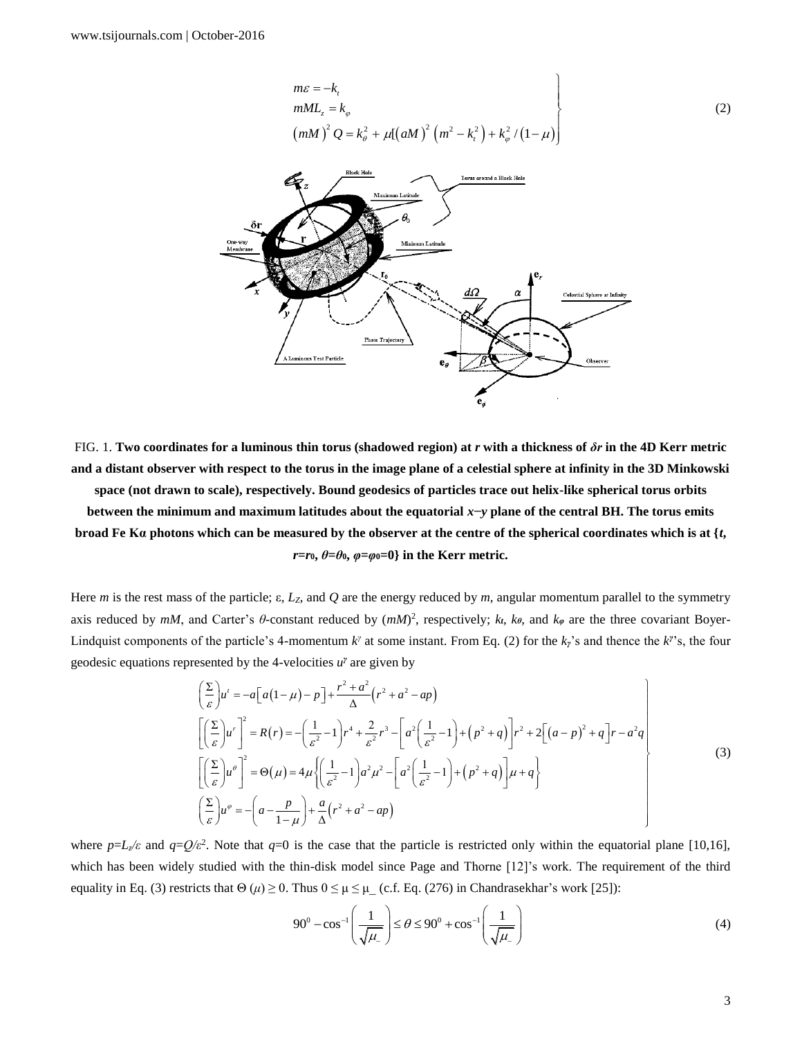$$
\left.\begin{aligned}
m\varepsilon &= -k_t \\
mML_z &= k_\varphi \\
(mM)^2 Q &= k_\theta^2 + \mu[(aM)^2\left(m^2 - k_t^2\right) + k_\varphi^2/(1-\mu)
\end{aligned}\right\} \tag{2}
$$

FIG. 1. **Two coordinates for a luminous thin torus (shadowed region) at $r$ with a thickness of $\delta r$ in the 4D Kerr metric and a distant observer with respect to the torus in the image plane of a celestial sphere at infinity in the 3D Minkowski space (not drawn to scale), respectively. Bound geodesics of particles trace out helix-like spherical torus orbits between the minimum and maximum latitudes about the equatorial $x-y$ plane of the central BH. The torus emits broad Fe Kα photons which can be measured by the observer at the centre of the spherical coordinates which is at $\{t, r=r_0, \theta=\theta_0, \varphi=\varphi_0=0\}$ in the Kerr metric.**

Here $m$ is the rest mass of the particle; ε, $L_Z$, and $Q$ are the energy reduced by $m$, angular momentum parallel to the symmetry axis reduced by $mM$, and Carter's $\theta$-constant reduced by $(mM)^2$, respectively; $k_t$, $k_\theta$, and $k_\varphi$ are the three covariant Boyer-Lindquist components of the particle's 4-momentum $k^\gamma$ at some instant. From Eq. (2) for the $k_\gamma$'s and thence the $k^\gamma$'s, the four geodesic equations represented by the 4-velocities $u^\gamma$ are given by

$$
\left.\begin{aligned}
&\left(\frac{\Sigma}{\varepsilon}\right)u^t = -a\left[a(1-\mu)-p\right] + \frac{r^2+a^2}{\Delta}\left(r^2+a^2-ap\right) \\
&\left[\left(\frac{\Sigma}{\varepsilon}\right)u^r\right]^2 = R(r) = -\left(\frac{1}{\varepsilon^2}-1\right)r^4 + \frac{2}{\varepsilon^2}r^3 - \left[a^2\left(\frac{1}{\varepsilon^2}-1\right)+\left(p^2+q\right)\right]r^2 + 2\left[(a-p)^2+q\right]r - a^2q \\
&\left[\left(\frac{\Sigma}{\varepsilon}\right)u^\theta\right]^2 = \Theta(\mu) = 4\mu\left\{\left(\frac{1}{\varepsilon^2}-1\right)a^2\mu^2 - \left[a^2\left(\frac{1}{\varepsilon^2}-1\right)+\left(p^2+q\right)\right]\mu + q\right\} \\
&\left(\frac{\Sigma}{\varepsilon}\right)u^\varphi = -\left(a - \frac{p}{1-\mu}\right) + \frac{a}{\Delta}\left(r^2+a^2-ap\right)
\end{aligned}\right\} \tag{3}
$$

where $p=L_z/\varepsilon$ and $q=Q/\varepsilon^2$. Note that $q=0$ is the case that the particle is restricted only within the equatorial plane [10,16], which has been widely studied with the thin-disk model since Page and Thorne [12]'s work. The requirement of the third equality in Eq. (3) restricts that $\Theta(\mu) \geq 0$. Thus $0 \leq \mu \leq \mu_-$ (c.f. Eq. (276) in Chandrasekhar's work [25]):

$$
90^0 - \cos^{-1}\left(\frac{1}{\sqrt{\mu_-}}\right) \leq \theta \leq 90^0 + \cos^{-1}\left(\frac{1}{\sqrt{\mu_-}}\right) \tag{4}
$$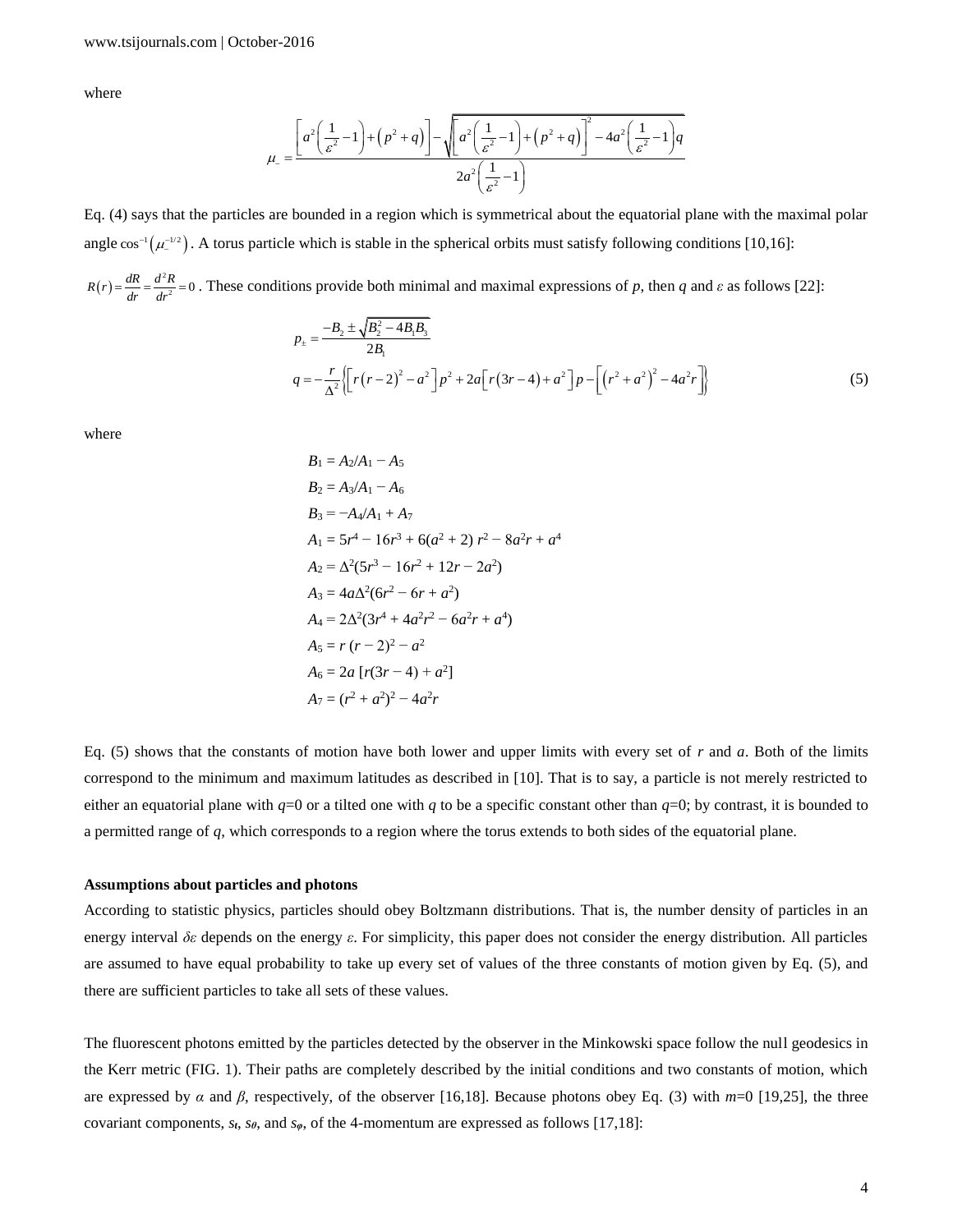where

$$\mu_{-}=\frac{\left[a^{2}\left(\frac{1}{\varepsilon^{2}}-1\right)+\left(p^{2}+q\right)\right]-\sqrt{\left[a^{2}\left(\frac{1}{\varepsilon^{2}}-1\right)+\left(p^{2}+q\right)\right]^{2}-4a^{2}\left(\frac{1}{\varepsilon^{2}}-1\right)q}}{2a^{2}\left(\frac{1}{\varepsilon^{2}}-1\right)}$$

Eq. (4) says that the particles are bounded in a region which is symmetrical about the equatorial plane with the maximal polar angle $\cos^{-1}\left(\mu_{-}^{-1/2}\right)$. A torus particle which is stable in the spherical orbits must satisfy following conditions [10,16]:

$R(r)=\frac{dR}{dr}=\frac{d^{2}R}{dr^{2}}=0$. These conditions provide both minimal and maximal expressions of *p*, then *q* and *ε* as follows [22]:

$$p_{\pm}=\frac{-B_{2}\pm\sqrt{B_{2}^{2}-4B_{1}B_{3}}}{2B_{1}}$$
$$q=-\frac{r}{\Delta^{2}}\left\{\left[r(r-2)^{2}-a^{2}\right]p^{2}+2a\left[r(3r-4)+a^{2}\right]p-\left[\left(r^{2}+a^{2}\right)^{2}-4a^{2}r\right]\right\} \tag{5}$$

where

$$B_1 = A_2/A_1 - A_5$$
$$B_2 = A_3/A_1 - A_6$$
$$B_3 = -A_4/A_1 + A_7$$
$$A_1 = 5r^4 - 16r^3 + 6(a^2 + 2)\, r^2 - 8a^2r + a^4$$
$$A_2 = \Delta^2(5r^3 - 16r^2 + 12r - 2a^2)$$
$$A_3 = 4a\Delta^2(6r^2 - 6r + a^2)$$
$$A_4 = 2\Delta^2(3r^4 + 4a^2r^2 - 6a^2r + a^4)$$
$$A_5 = r\,(r - 2)^2 - a^2$$
$$A_6 = 2a\,[r(3r - 4) + a^2]$$
$$A_7 = (r^2 + a^2)^2 - 4a^2r$$

Eq. (5) shows that the constants of motion have both lower and upper limits with every set of *r* and *a*. Both of the limits correspond to the minimum and maximum latitudes as described in [10]. That is to say, a particle is not merely restricted to either an equatorial plane with $q=0$ or a tilted one with *q* to be a specific constant other than $q=0$; by contrast, it is bounded to a permitted range of *q*, which corresponds to a region where the torus extends to both sides of the equatorial plane.

**Assumptions about particles and photons**

According to statistic physics, particles should obey Boltzmann distributions. That is, the number density of particles in an energy interval $\delta\varepsilon$ depends on the energy $\varepsilon$. For simplicity, this paper does not consider the energy distribution. All particles are assumed to have equal probability to take up every set of values of the three constants of motion given by Eq. (5), and there are sufficient particles to take all sets of these values.

The fluorescent photons emitted by the particles detected by the observer in the Minkowski space follow the null geodesics in the Kerr metric (FIG. 1). Their paths are completely described by the initial conditions and two constants of motion, which are expressed by *α* and *β*, respectively, of the observer [16,18]. Because photons obey Eq. (3) with $m=0$ [19,25], the three covariant components, $s_t$, $s_\theta$, and $s_\varphi$, of the 4-momentum are expressed as follows [17,18]: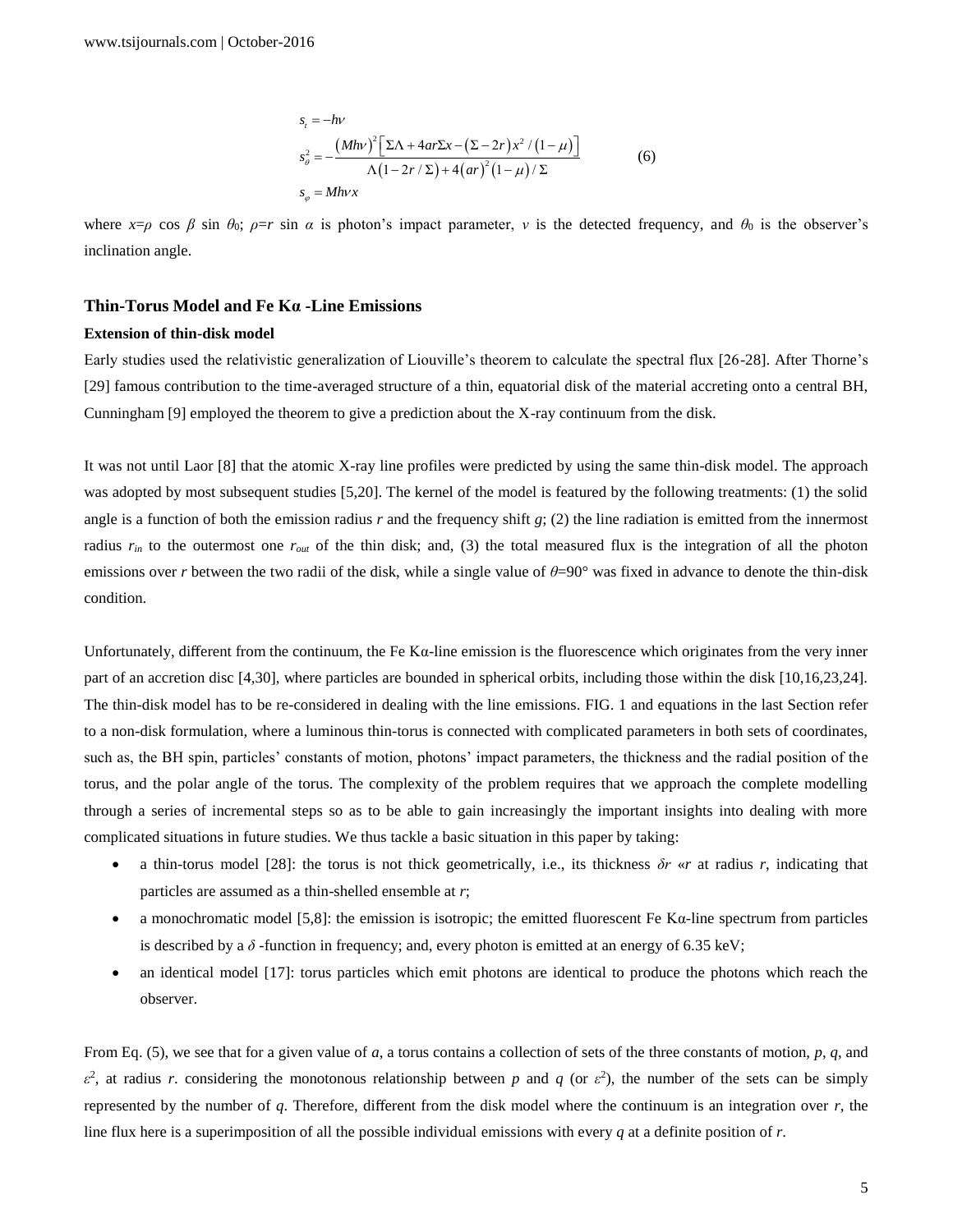$$
\begin{aligned}
s_t &= -h\nu \\
s_\theta^2 &= -\frac{(Mh\nu)^2\left[\Sigma\Lambda + 4ar\Sigma x - (\Sigma - 2r)x^2/(1-\mu)\right]}{\Lambda(1-2r/\Sigma) + 4(ar)^2(1-\mu)/\Sigma} \\
s_\varphi &= Mh\nu x
\end{aligned}
\qquad (6)
$$

where $x=\rho\cos\beta\sin\theta_0$; $\rho=r\sin\alpha$ is photon's impact parameter, $\nu$ is the detected frequency, and $\theta_0$ is the observer's inclination angle.

## Thin-Torus Model and Fe K*α* -Line Emissions

### Extension of thin-disk model

Early studies used the relativistic generalization of Liouville's theorem to calculate the spectral flux [26-28]. After Thorne's [29] famous contribution to the time-averaged structure of a thin, equatorial disk of the material accreting onto a central BH, Cunningham [9] employed the theorem to give a prediction about the X-ray continuum from the disk.

It was not until Laor [8] that the atomic X-ray line profiles were predicted by using the same thin-disk model. The approach was adopted by most subsequent studies [5,20]. The kernel of the model is featured by the following treatments: (1) the solid angle is a function of both the emission radius $r$ and the frequency shift $g$; (2) the line radiation is emitted from the innermost radius $r_{in}$ to the outermost one $r_{out}$ of the thin disk; and, (3) the total measured flux is the integration of all the photon emissions over $r$ between the two radii of the disk, while a single value of $\theta$=90° was fixed in advance to denote the thin-disk condition.

Unfortunately, different from the continuum, the Fe Kα-line emission is the fluorescence which originates from the very inner part of an accretion disc [4,30], where particles are bounded in spherical orbits, including those within the disk [10,16,23,24]. The thin-disk model has to be re-considered in dealing with the line emissions. FIG. 1 and equations in the last Section refer to a non-disk formulation, where a luminous thin-torus is connected with complicated parameters in both sets of coordinates, such as, the BH spin, particles' constants of motion, photons' impact parameters, the thickness and the radial position of the torus, and the polar angle of the torus. The complexity of the problem requires that we approach the complete modelling through a series of incremental steps so as to be able to gain increasingly the important insights into dealing with more complicated situations in future studies. We thus tackle a basic situation in this paper by taking:

- a thin-torus model [28]: the torus is not thick geometrically, i.e., its thickness $\delta r \ll r$ at radius $r$, indicating that particles are assumed as a thin-shelled ensemble at $r$;
- a monochromatic model [5,8]: the emission is isotropic; the emitted fluorescent Fe Kα-line spectrum from particles is described by a $\delta$ -function in frequency; and, every photon is emitted at an energy of 6.35 keV;
- an identical model [17]: torus particles which emit photons are identical to produce the photons which reach the observer.

From Eq. (5), we see that for a given value of $a$, a torus contains a collection of sets of the three constants of motion, $p$, $q$, and $\varepsilon^2$, at radius $r$. considering the monotonous relationship between $p$ and $q$ (or $\varepsilon^2$), the number of the sets can be simply represented by the number of $q$. Therefore, different from the disk model where the continuum is an integration over $r$, the line flux here is a superimposition of all the possible individual emissions with every $q$ at a definite position of $r$.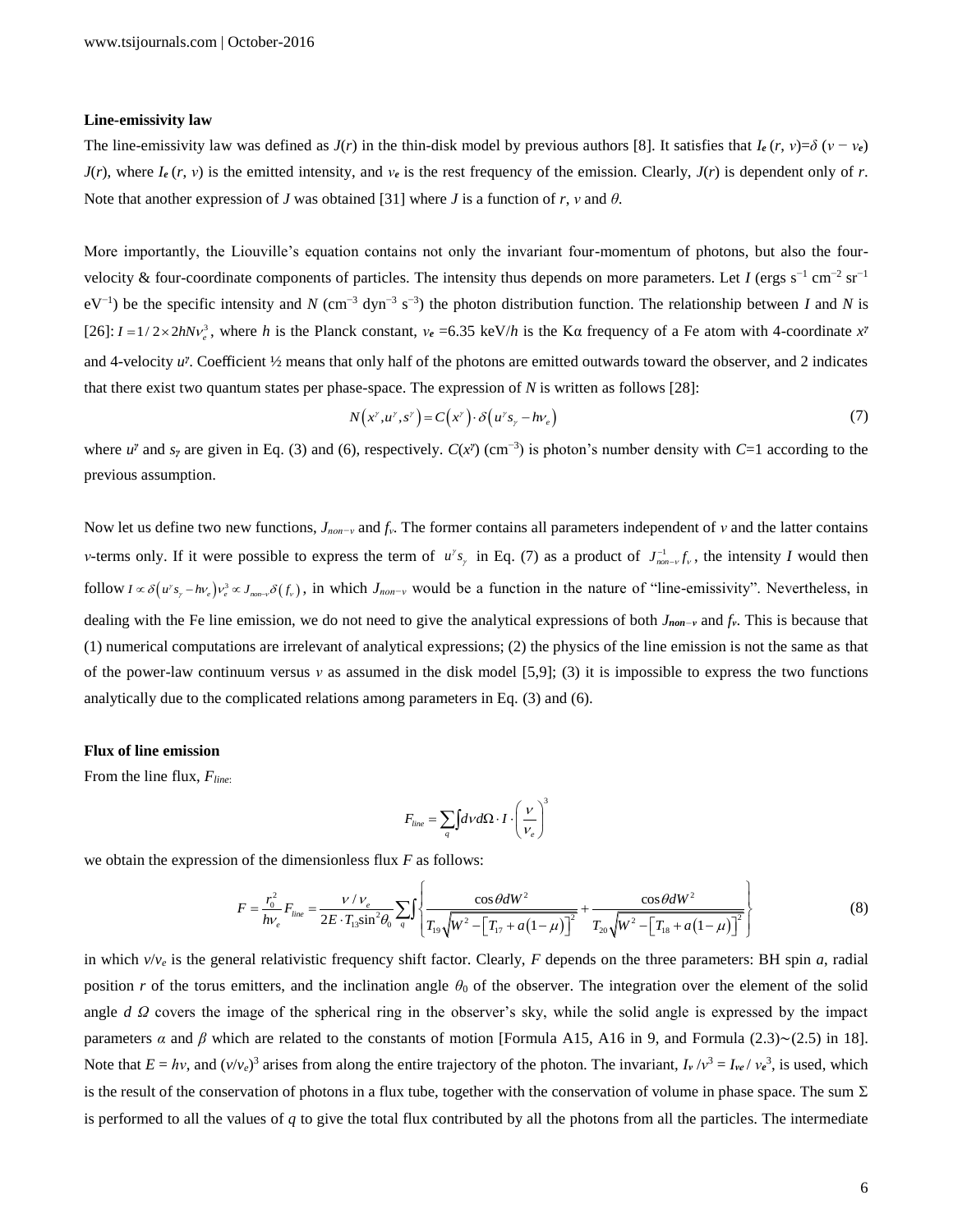**Line-emissivity law**

The line-emissivity law was defined as $J(r)$ in the thin-disk model by previous authors [8]. It satisfies that $I_e(r, \nu)=\delta(\nu - \nu_e) J(r)$, where $I_e(r, \nu)$ is the emitted intensity, and $\nu_e$ is the rest frequency of the emission. Clearly, $J(r)$ is dependent only of $r$. Note that another expression of $J$ was obtained [31] where $J$ is a function of $r$, $\nu$ and $\theta$.

More importantly, the Liouville's equation contains not only the invariant four-momentum of photons, but also the four-velocity & four-coordinate components of particles. The intensity thus depends on more parameters. Let $I$ (ergs s$^{-1}$ cm$^{-2}$ sr$^{-1}$ eV$^{-1}$) be the specific intensity and $N$ (cm$^{-3}$ dyn$^{-3}$ s$^{-3}$) the photon distribution function. The relationship between $I$ and $N$ is [26]: $I = 1/2 \times 2hN\nu_e^3$, where $h$ is the Planck constant, $\nu_e$ =6.35 keV/$h$ is the Kα frequency of a Fe atom with 4-coordinate $x^\gamma$ and 4-velocity $u^\gamma$. Coefficient ½ means that only half of the photons are emitted outwards toward the observer, and 2 indicates that there exist two quantum states per phase-space. The expression of $N$ is written as follows [28]:

$$N\left(x^\gamma, u^\gamma, s^\gamma\right) = C\left(x^\gamma\right) \cdot \delta\left(u^\gamma s_\gamma - h\nu_e\right) \tag{7}$$

where $u^\gamma$ and $s_\gamma$ are given in Eq. (3) and (6), respectively. $C(x^\gamma)$ (cm$^{-3}$) is photon's number density with $C$=1 according to the previous assumption.

Now let us define two new functions, $J_{non-\nu}$ and $f_\nu$. The former contains all parameters independent of $\nu$ and the latter contains $\nu$-terms only. If it were possible to express the term of $u^\gamma s_\gamma$ in Eq. (7) as a product of $J_{non-\nu}^{-1} f_\nu$, the intensity $I$ would then follow $I \propto \delta\left(u^\gamma s_\gamma - h\nu_e\right)\nu_e^3 \propto J_{non-\nu}\delta\left(f_\nu\right)$, in which $J_{non-\nu}$ would be a function in the nature of "line-emissivity". Nevertheless, in dealing with the Fe line emission, we do not need to give the analytical expressions of both $J_{non-\nu}$ and $f_\nu$. This is because that (1) numerical computations are irrelevant of analytical expressions; (2) the physics of the line emission is not the same as that of the power-law continuum versus $\nu$ as assumed in the disk model [5,9]; (3) it is impossible to express the two functions analytically due to the complicated relations among parameters in Eq. (3) and (6).

**Flux of line emission**

From the line flux, $F_{line}$:

$$F_{line} = \sum_q \int d\nu d\Omega \cdot I \cdot \left(\frac{\nu}{\nu_e}\right)^3$$

we obtain the expression of the dimensionless flux $F$ as follows:

$$F = \frac{r_0^2}{h\nu_e} F_{line} = \frac{\nu/\nu_e}{2E \cdot T_{13}\sin^2\theta_0} \sum_q \int \left\{ \frac{\cos\theta dW^2}{T_{19}\sqrt{W^2 - \left[T_{17} + a\left(1-\mu\right)\right]^2}} + \frac{\cos\theta dW^2}{T_{20}\sqrt{W^2 - \left[T_{18} + a\left(1-\mu\right)\right]^2}} \right\} \tag{8}$$

in which $\nu/\nu_e$ is the general relativistic frequency shift factor. Clearly, $F$ depends on the three parameters: BH spin $a$, radial position $r$ of the torus emitters, and the inclination angle $\theta_0$ of the observer. The integration over the element of the solid angle $d\Omega$ covers the image of the spherical ring in the observer's sky, while the solid angle is expressed by the impact parameters $\alpha$ and $\beta$ which are related to the constants of motion [Formula A15, A16 in 9, and Formula (2.3)~(2.5) in 18]. Note that $E = h\nu$, and $(\nu/\nu_e)^3$ arises from along the entire trajectory of the photon. The invariant, $I_\nu/\nu^3 = I_{\nu e}/\nu_e^3$, is used, which is the result of the conservation of photons in a flux tube, together with the conservation of volume in phase space. The sum Σ is performed to all the values of $q$ to give the total flux contributed by all the photons from all the particles. The intermediate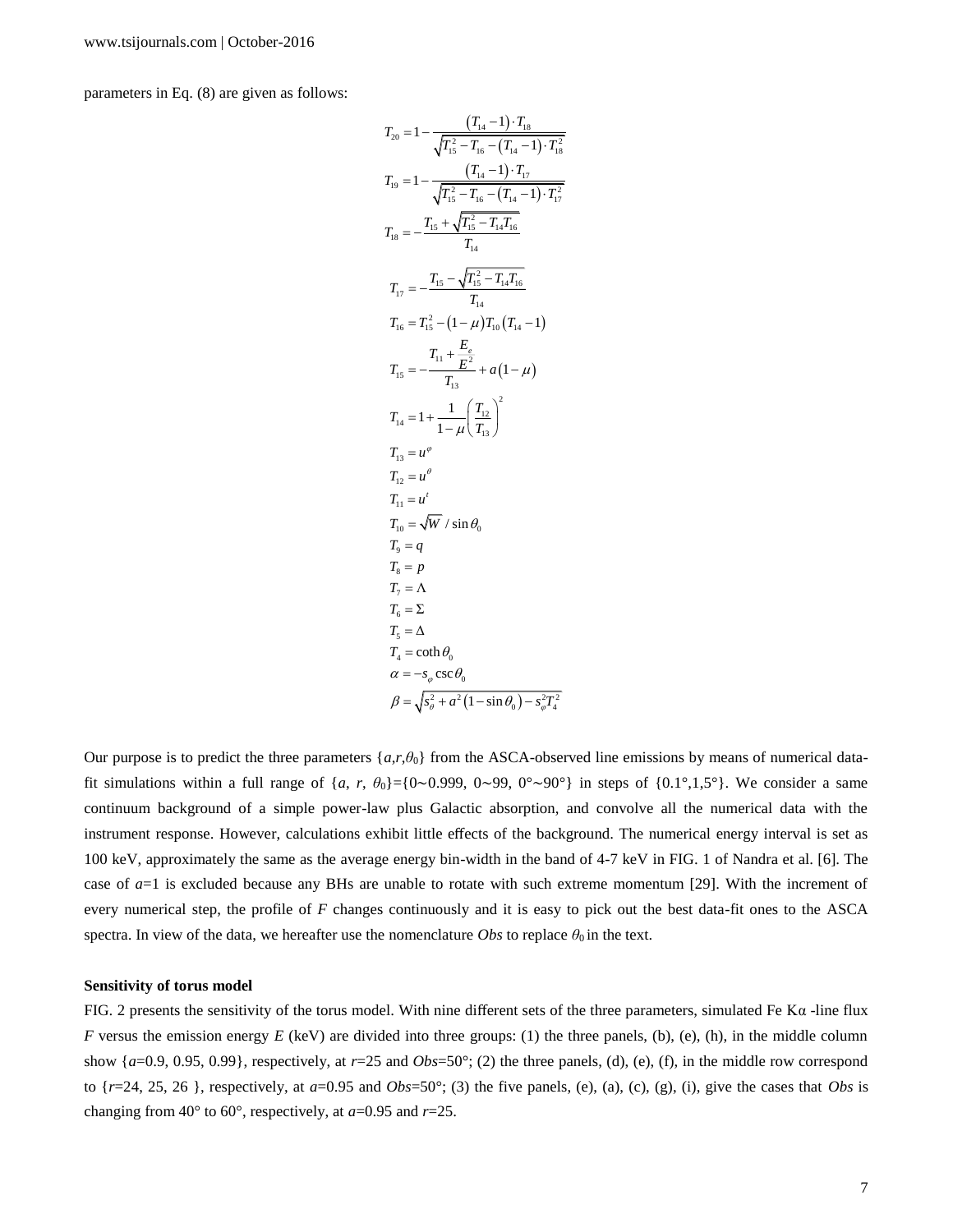parameters in Eq. (8) are given as follows:

$$T_{20} = 1 - \frac{(T_{14}-1)\cdot T_{18}}{\sqrt{T_{15}^2 - T_{16} - (T_{14}-1)\cdot T_{18}^2}}$$

$$T_{19} = 1 - \frac{(T_{14}-1)\cdot T_{17}}{\sqrt{T_{15}^2 - T_{16} - (T_{14}-1)\cdot T_{17}^2}}$$

$$T_{18} = -\frac{T_{15} + \sqrt{T_{15}^2 - T_{14}T_{16}}}{T_{14}}$$

$$T_{17} = -\frac{T_{15} - \sqrt{T_{15}^2 - T_{14}T_{16}}}{T_{14}}$$

$$T_{16} = T_{15}^2 - (1-\mu)T_{10}(T_{14}-1)$$

$$T_{15} = -\frac{T_{11} + \frac{E_e}{E^2}}{T_{13}} + a(1-\mu)$$

$$T_{14} = 1 + \frac{1}{1-\mu}\left(\frac{T_{12}}{T_{13}}\right)^2$$

$$T_{13} = u^{\varphi}$$

$$T_{12} = u^{\theta}$$

$$T_{11} = u^{t}$$

$$T_{10} = \sqrt{W} / \sin\theta_0$$

$$T_9 = q$$

$$T_8 = p$$

$$T_7 = \Lambda$$

$$T_6 = \Sigma$$

$$T_5 = \Delta$$

$$T_4 = \coth\theta_0$$

$$\alpha = -s_{\varphi}\csc\theta_0$$

$$\beta = \sqrt{s_{\theta}^2 + a^2(1-\sin\theta_0) - s_{\varphi}^2 T_4^2}$$

Our purpose is to predict the three parameters $\{a,r,\theta_0\}$ from the ASCA-observed line emissions by means of numerical data-fit simulations within a full range of $\{a, r, \theta_0\}=\{0\sim0.999, 0\sim99, 0°\sim90°\}$ in steps of $\{0.1°,1,5°\}$. We consider a same continuum background of a simple power-law plus Galactic absorption, and convolve all the numerical data with the instrument response. However, calculations exhibit little effects of the background. The numerical energy interval is set as 100 keV, approximately the same as the average energy bin-width in the band of 4-7 keV in FIG. 1 of Nandra et al. [6]. The case of $a$=1 is excluded because any BHs are unable to rotate with such extreme momentum [29]. With the increment of every numerical step, the profile of $F$ changes continuously and it is easy to pick out the best data-fit ones to the ASCA spectra. In view of the data, we hereafter use the nomenclature *Obs* to replace $\theta_0$ in the text.

**Sensitivity of torus model**

FIG. 2 presents the sensitivity of the torus model. With nine different sets of the three parameters, simulated Fe Kα -line flux $F$ versus the emission energy $E$ (keV) are divided into three groups: (1) the three panels, (b), (e), (h), in the middle column show $\{a$=0.9, 0.95, 0.99$\}$, respectively, at $r$=25 and *Obs*=50°; (2) the three panels, (d), (e), (f), in the middle row correspond to $\{r$=24, 25, 26 $\}$, respectively, at $a$=0.95 and *Obs*=50°; (3) the five panels, (e), (a), (c), (g), (i), give the cases that *Obs* is changing from 40° to 60°, respectively, at $a$=0.95 and $r$=25.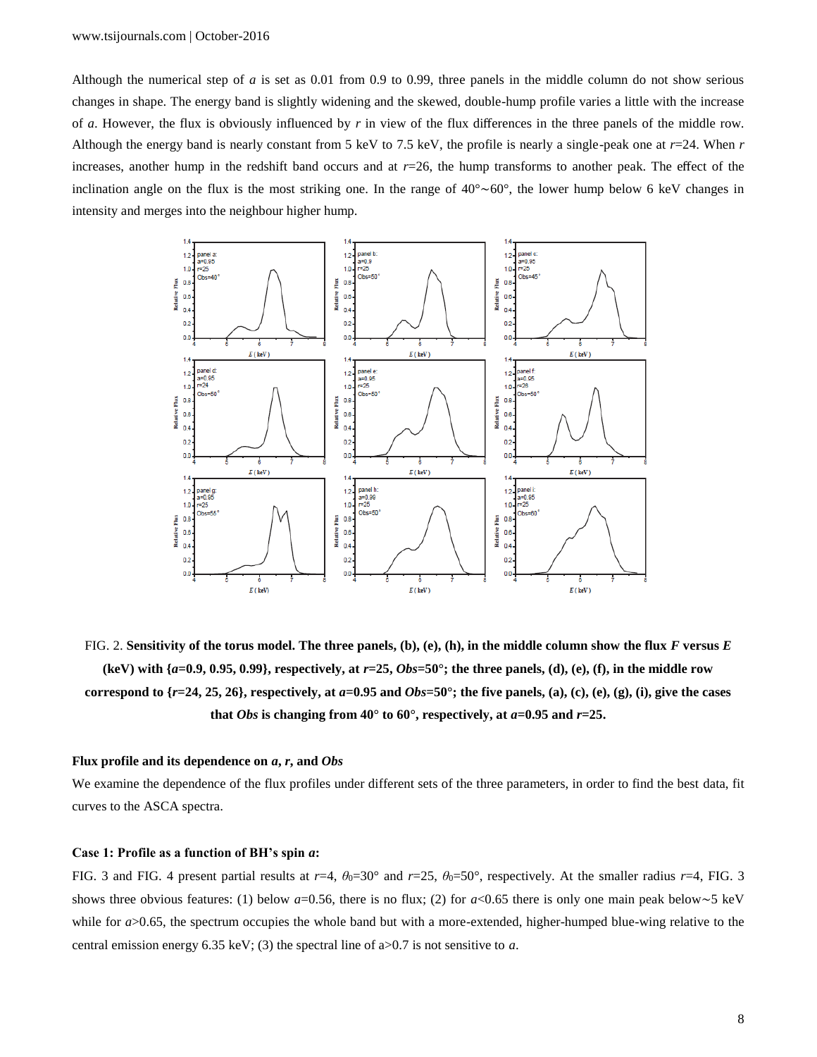Although the numerical step of *a* is set as 0.01 from 0.9 to 0.99, three panels in the middle column do not show serious changes in shape. The energy band is slightly widening and the skewed, double-hump profile varies a little with the increase of *a*. However, the flux is obviously influenced by *r* in view of the flux differences in the three panels of the middle row. Although the energy band is nearly constant from 5 keV to 7.5 keV, the profile is nearly a single-peak one at *r*=24. When *r* increases, another hump in the redshift band occurs and at *r*=26, the hump transforms to another peak. The effect of the inclination angle on the flux is the most striking one. In the range of 40°∼60°, the lower hump below 6 keV changes in intensity and merges into the neighbour higher hump.

FIG. 2. **Sensitivity of the torus model. The three panels, (b), (e), (h), in the middle column show the flux *F* versus *E* (keV) with {*a*=0.9, 0.95, 0.99}, respectively, at *r*=25, *Obs*=50°; the three panels, (d), (e), (f), in the middle row correspond to {*r*=24, 25, 26}, respectively, at *a*=0.95 and *Obs*=50°; the five panels, (a), (c), (e), (g), (i), give the cases that *Obs* is changing from 40° to 60°, respectively, at *a*=0.95 and *r*=25.**

### Flux profile and its dependence on *a*, *r*, and *Obs*

We examine the dependence of the flux profiles under different sets of the three parameters, in order to find the best data, fit curves to the ASCA spectra.

### Case 1: Profile as a function of BH's spin *a*:

FIG. 3 and FIG. 4 present partial results at *r*=4, $\theta_0$=30° and *r*=25, $\theta_0$=50°, respectively. At the smaller radius *r*=4, FIG. 3 shows three obvious features: (1) below *a*=0.56, there is no flux; (2) for *a*<0.65 there is only one main peak below∼5 keV while for *a*>0.65, the spectrum occupies the whole band but with a more-extended, higher-humped blue-wing relative to the central emission energy 6.35 keV; (3) the spectral line of a>0.7 is not sensitive to *a*.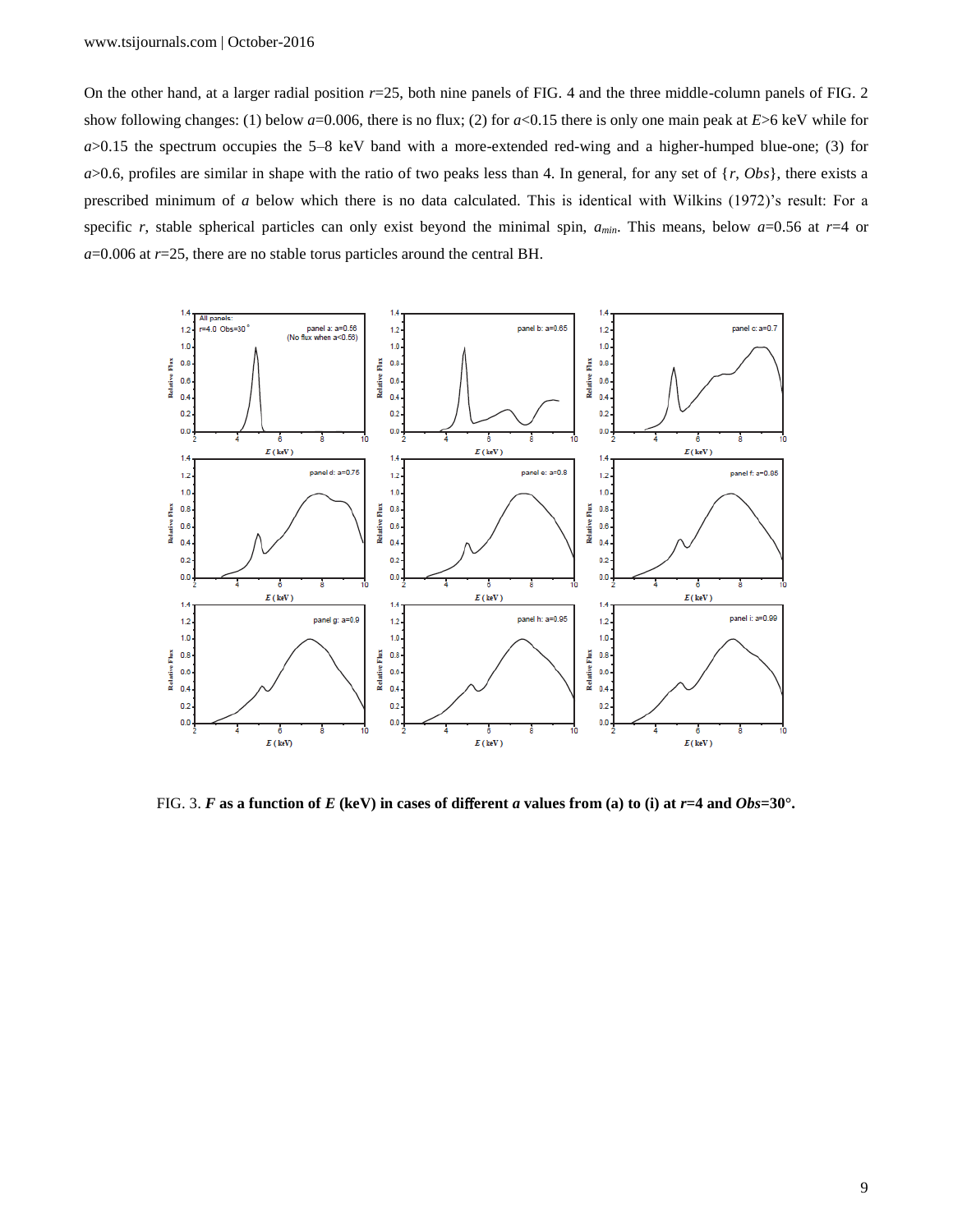On the other hand, at a larger radial position $r$=25, both nine panels of FIG. 4 and the three middle-column panels of FIG. 2 show following changes: (1) below $a$=0.006, there is no flux; (2) for $a$<0.15 there is only one main peak at $E$>6 keV while for $a$>0.15 the spectrum occupies the 5–8 keV band with a more-extended red-wing and a higher-humped blue-one; (3) for $a$>0.6, profiles are similar in shape with the ratio of two peaks less than 4. In general, for any set of {$r$, $Obs$}, there exists a prescribed minimum of $a$ below which there is no data calculated. This is identical with Wilkins (1972)'s result: For a specific $r$, stable spherical particles can only exist beyond the minimal spin, $a_{min}$. This means, below $a$=0.56 at $r$=4 or $a$=0.006 at $r$=25, there are no stable torus particles around the central BH.

FIG. 3. ***F* as a function of *E* (keV) in cases of different *a* values from (a) to (i) at *r*=4 and *Obs*=30°.**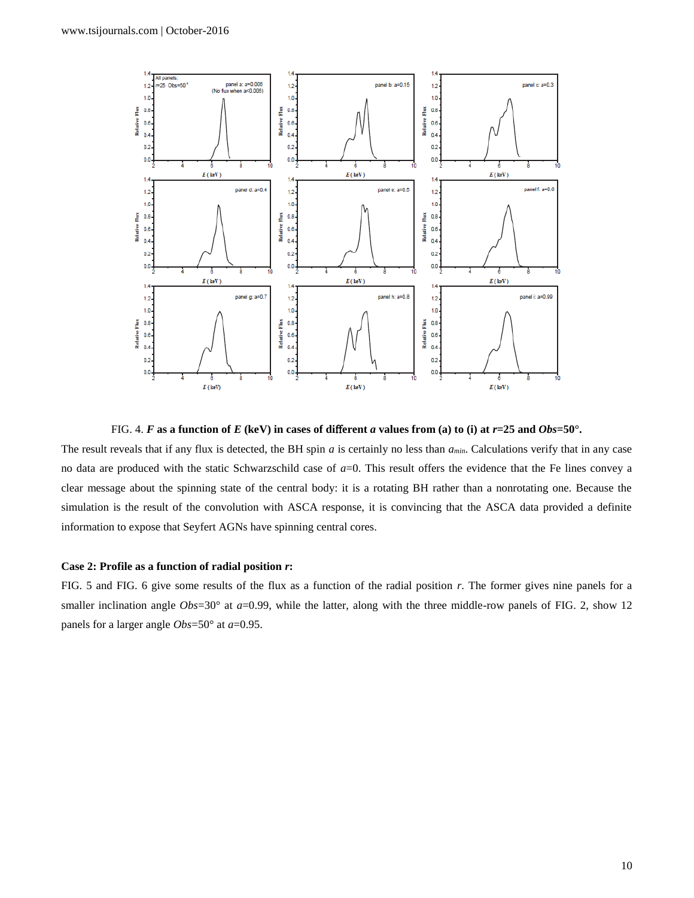FIG. 4. ***F*** **as a function of** ***E*** **(keV) in cases of different** ***a*** **values from (a) to (i) at** ***r*****=25 and** ***Obs*****=50°.**

The result reveals that if any flux is detected, the BH spin $a$ is certainly no less than $a_{min}$. Calculations verify that in any case no data are produced with the static Schwarzschild case of $a$=0. This result offers the evidence that the Fe lines convey a clear message about the spinning state of the central body: it is a rotating BH rather than a nonrotating one. Because the simulation is the result of the convolution with ASCA response, it is convincing that the ASCA data provided a definite information to expose that Seyfert AGNs have spinning central cores.

**Case 2: Profile as a function of radial position** ***r*****:**

FIG. 5 and FIG. 6 give some results of the flux as a function of the radial position $r$. The former gives nine panels for a smaller inclination angle $Obs$=30° at $a$=0.99, while the latter, along with the three middle-row panels of FIG. 2, show 12 panels for a larger angle $Obs$=50° at $a$=0.95.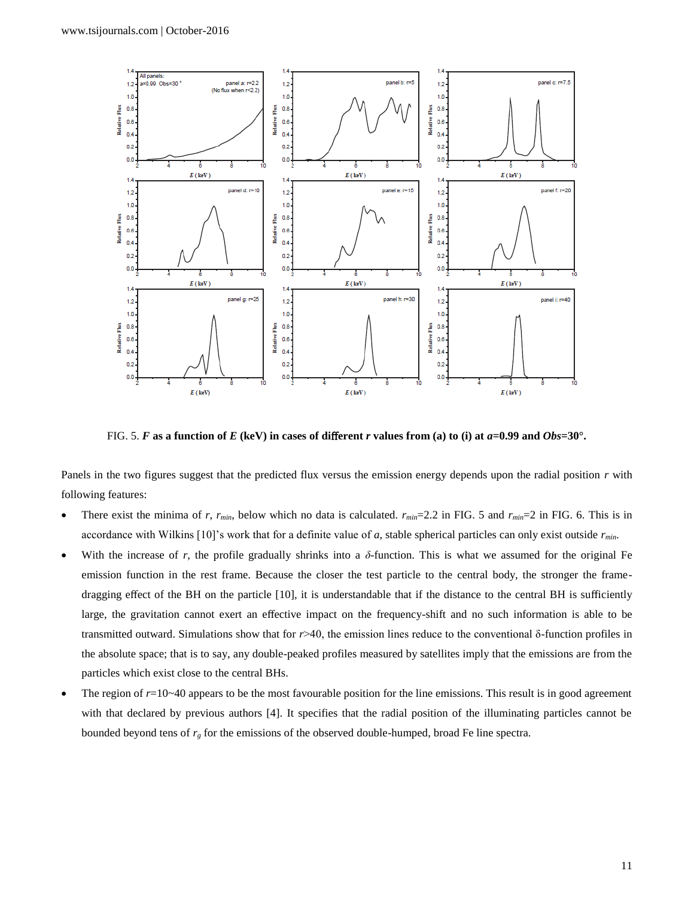FIG. 5. ***F* as a function of *E* (keV) in cases of different *r* values from (a) to (i) at *a*=0.99 and *Obs*=30°.**

Panels in the two figures suggest that the predicted flux versus the emission energy depends upon the radial position $r$ with following features:

- There exist the minima of $r$, $r_{min}$, below which no data is calculated. $r_{min}$=2.2 in FIG. 5 and $r_{min}$=2 in FIG. 6. This is in accordance with Wilkins [10]'s work that for a definite value of $a$, stable spherical particles can only exist outside $r_{min}$.
- With the increase of $r$, the profile gradually shrinks into a $\delta$-function. This is what we assumed for the original Fe emission function in the rest frame. Because the closer the test particle to the central body, the stronger the frame-dragging effect of the BH on the particle [10], it is understandable that if the distance to the central BH is sufficiently large, the gravitation cannot exert an effective impact on the frequency-shift and no such information is able to be transmitted outward. Simulations show that for $r$>40, the emission lines reduce to the conventional $\delta$-function profiles in the absolute space; that is to say, any double-peaked profiles measured by satellites imply that the emissions are from the particles which exist close to the central BHs.
- The region of $r$=10~40 appears to be the most favourable position for the line emissions. This result is in good agreement with that declared by previous authors [4]. It specifies that the radial position of the illuminating particles cannot be bounded beyond tens of $r_g$ for the emissions of the observed double-humped, broad Fe line spectra.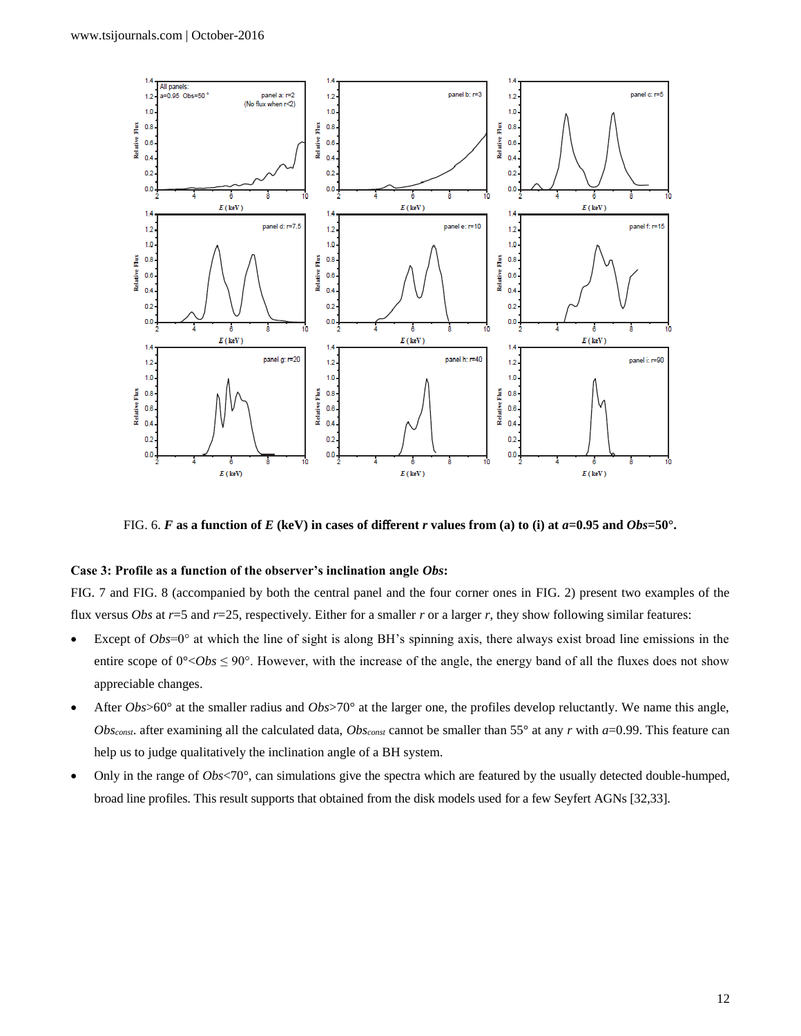FIG. 6. ***F*** **as a function of** ***E*** **(keV) in cases of different** ***r*** **values from (a) to (i) at** ***a*****=0.95 and** ***Obs*****=50°.**

**Case 3: Profile as a function of the observer's inclination angle** ***Obs*****:**

FIG. 7 and FIG. 8 (accompanied by both the central panel and the four corner ones in FIG. 2) present two examples of the flux versus *Obs* at *r*=5 and *r*=25, respectively. Either for a smaller *r* or a larger *r*, they show following similar features:

- Except of *Obs*=0° at which the line of sight is along BH's spinning axis, there always exist broad line emissions in the entire scope of 0°<*Obs* ≤ 90°. However, with the increase of the angle, the energy band of all the fluxes does not show appreciable changes.
- After *Obs*>60° at the smaller radius and *Obs*>70° at the larger one, the profiles develop reluctantly. We name this angle, $Obs_{const}$. after examining all the calculated data, $Obs_{const}$ cannot be smaller than 55° at any *r* with *a*=0.99. This feature can help us to judge qualitatively the inclination angle of a BH system.
- Only in the range of *Obs*<70°, can simulations give the spectra which are featured by the usually detected double-humped, broad line profiles. This result supports that obtained from the disk models used for a few Seyfert AGNs [32,33].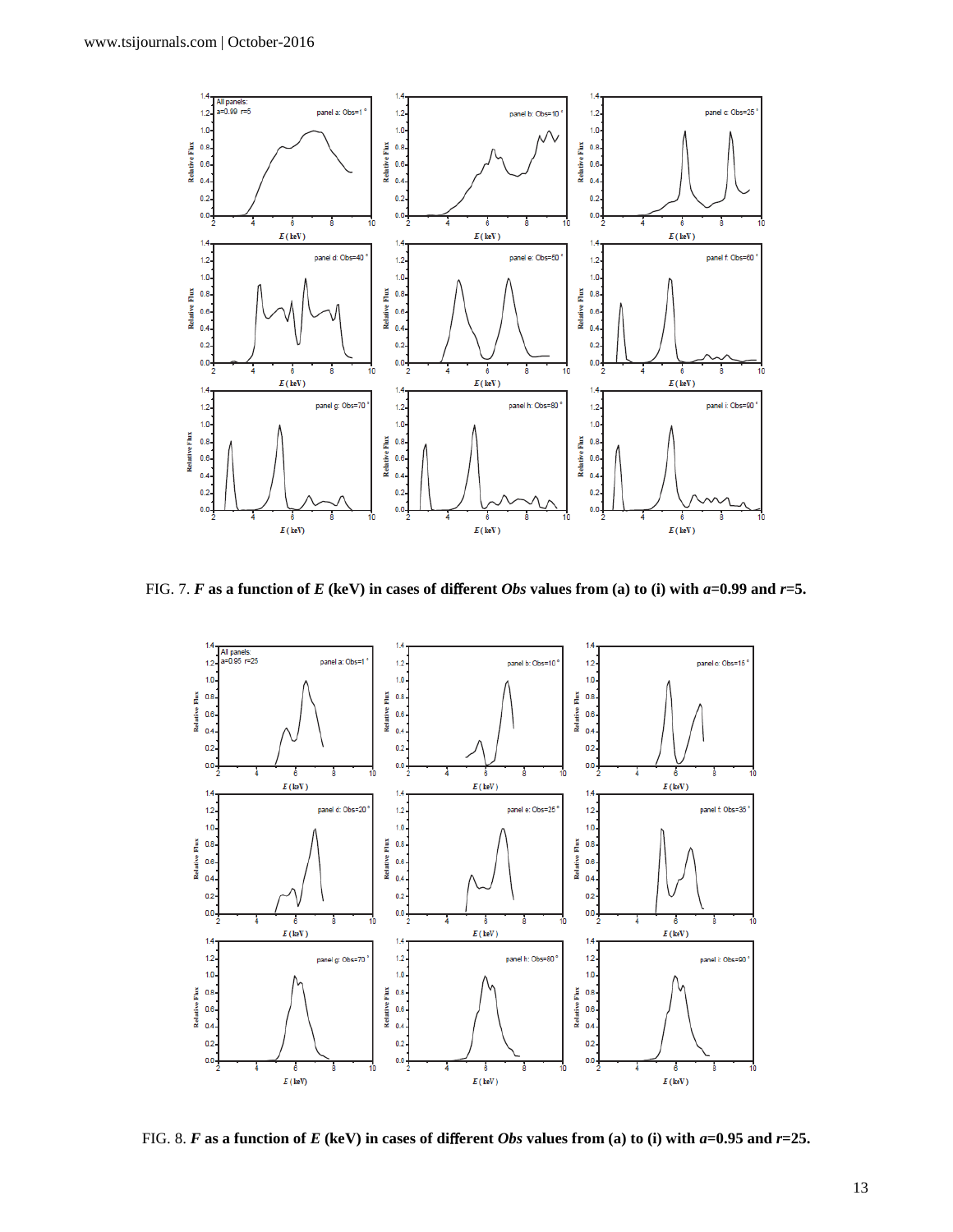FIG. 7. ***F* as a function of *E* (keV) in cases of different *Obs* values from (a) to (i) with *a*=0.99 and *r*=5.**

FIG. 8. ***F* as a function of *E* (keV) in cases of different *Obs* values from (a) to (i) with *a*=0.95 and *r*=25.**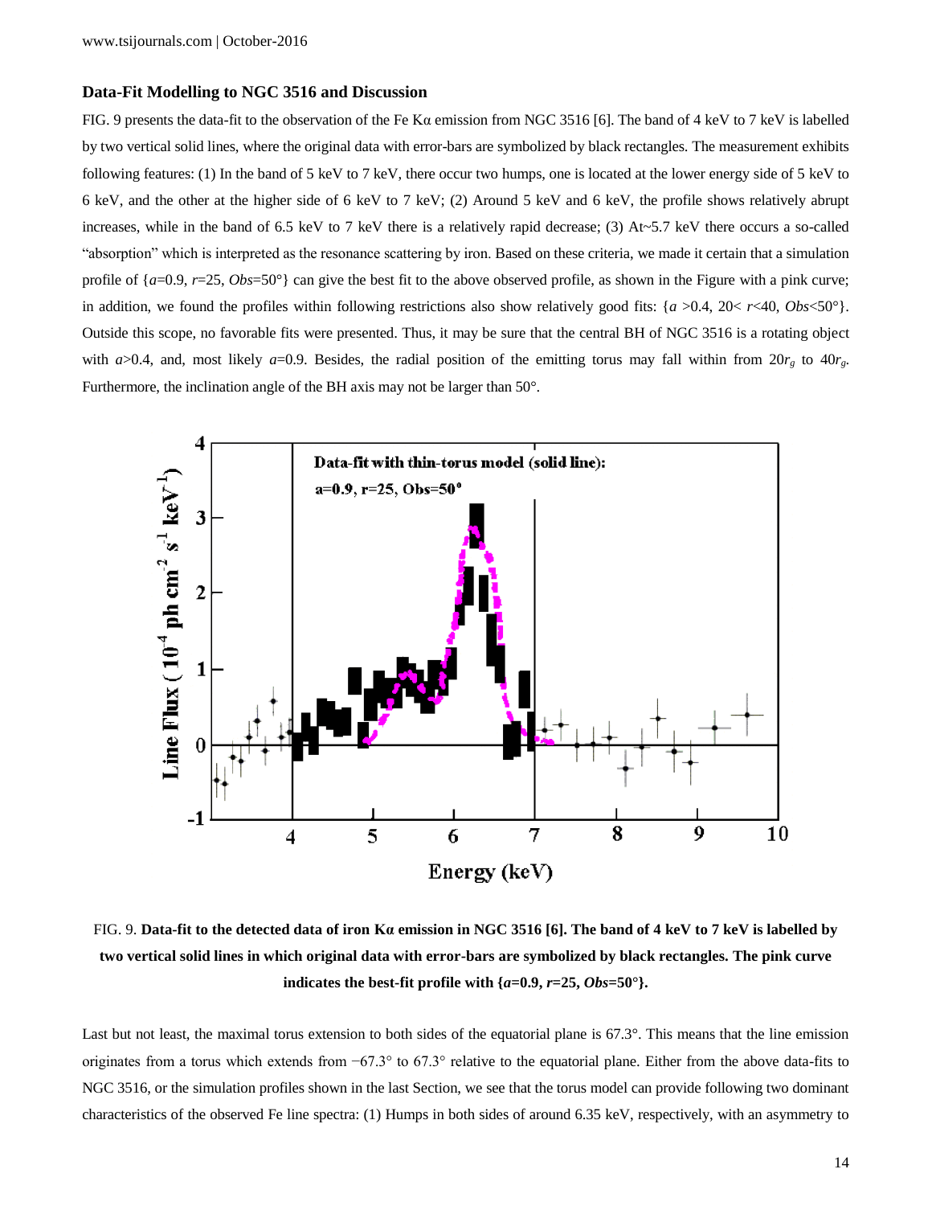### Data-Fit Modelling to NGC 3516 and Discussion

FIG. 9 presents the data-fit to the observation of the Fe Kα emission from NGC 3516 [6]. The band of 4 keV to 7 keV is labelled by two vertical solid lines, where the original data with error-bars are symbolized by black rectangles. The measurement exhibits following features: (1) In the band of 5 keV to 7 keV, there occur two humps, one is located at the lower energy side of 5 keV to 6 keV, and the other at the higher side of 6 keV to 7 keV; (2) Around 5 keV and 6 keV, the profile shows relatively abrupt increases, while in the band of 6.5 keV to 7 keV there is a relatively rapid decrease; (3) At~5.7 keV there occurs a so-called "absorption" which is interpreted as the resonance scattering by iron. Based on these criteria, we made it certain that a simulation profile of {$a$=0.9, $r$=25, $Obs$=50°} can give the best fit to the above observed profile, as shown in the Figure with a pink curve; in addition, we found the profiles within following restrictions also show relatively good fits: {$a$ >0.4, 20< $r$<40, $Obs$<50°}. Outside this scope, no favorable fits were presented. Thus, it may be sure that the central BH of NGC 3516 is a rotating object with $a$>0.4, and, most likely $a$=0.9. Besides, the radial position of the emitting torus may fall within from $20r_g$ to $40r_g$. Furthermore, the inclination angle of the BH axis may not be larger than 50°.

FIG. 9. **Data-fit to the detected data of iron Kα emission in NGC 3516 [6]. The band of 4 keV to 7 keV is labelled by two vertical solid lines in which original data with error-bars are symbolized by black rectangles. The pink curve indicates the best-fit profile with {$a$=0.9, $r$=25, $Obs$=50°}.**

Last but not least, the maximal torus extension to both sides of the equatorial plane is 67.3°. This means that the line emission originates from a torus which extends from −67.3° to 67.3° relative to the equatorial plane. Either from the above data-fits to NGC 3516, or the simulation profiles shown in the last Section, we see that the torus model can provide following two dominant characteristics of the observed Fe line spectra: (1) Humps in both sides of around 6.35 keV, respectively, with an asymmetry to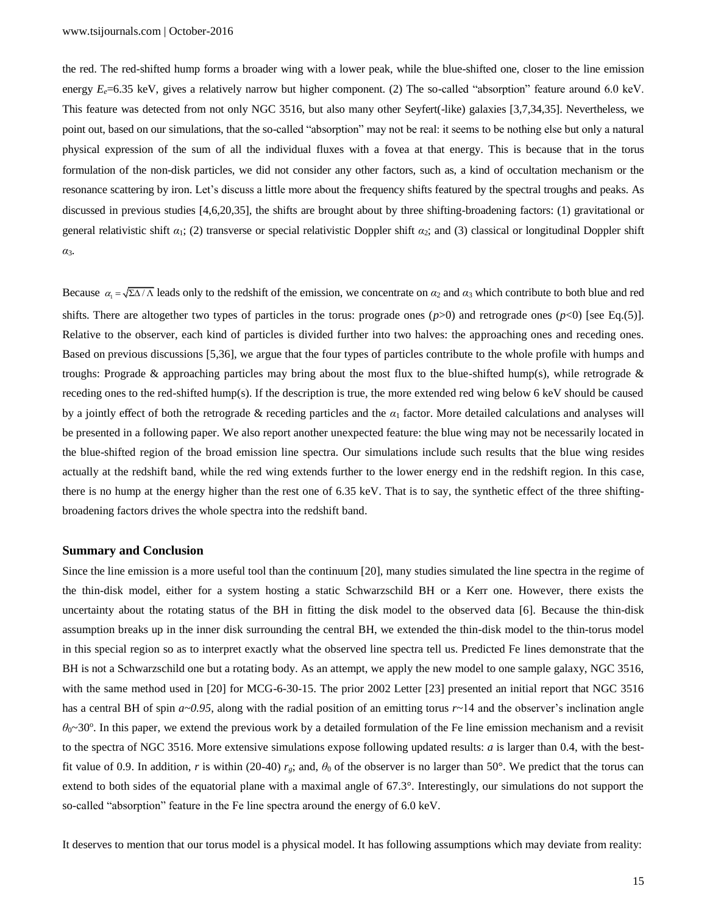the red. The red-shifted hump forms a broader wing with a lower peak, while the blue-shifted one, closer to the line emission energy $E_e$=6.35 keV, gives a relatively narrow but higher component. (2) The so-called "absorption" feature around 6.0 keV. This feature was detected from not only NGC 3516, but also many other Seyfert(-like) galaxies [3,7,34,35]. Nevertheless, we point out, based on our simulations, that the so-called "absorption" may not be real: it seems to be nothing else but only a natural physical expression of the sum of all the individual fluxes with a fovea at that energy. This is because that in the torus formulation of the non-disk particles, we did not consider any other factors, such as, a kind of occultation mechanism or the resonance scattering by iron. Let's discuss a little more about the frequency shifts featured by the spectral troughs and peaks. As discussed in previous studies [4,6,20,35], the shifts are brought about by three shifting-broadening factors: (1) gravitational or general relativistic shift $\alpha_1$; (2) transverse or special relativistic Doppler shift $\alpha_2$; and (3) classical or longitudinal Doppler shift $\alpha_3$.

Because $\alpha_1 = \sqrt{\Sigma\Delta / \Lambda}$ leads only to the redshift of the emission, we concentrate on $\alpha_2$ and $\alpha_3$ which contribute to both blue and red shifts. There are altogether two types of particles in the torus: prograde ones ($p$>0) and retrograde ones ($p$<0) [see Eq.(5)]. Relative to the observer, each kind of particles is divided further into two halves: the approaching ones and receding ones. Based on previous discussions [5,36], we argue that the four types of particles contribute to the whole profile with humps and troughs: Prograde & approaching particles may bring about the most flux to the blue-shifted hump(s), while retrograde & receding ones to the red-shifted hump(s). If the description is true, the more extended red wing below 6 keV should be caused by a jointly effect of both the retrograde & receding particles and the $\alpha_1$ factor. More detailed calculations and analyses will be presented in a following paper. We also report another unexpected feature: the blue wing may not be necessarily located in the blue-shifted region of the broad emission line spectra. Our simulations include such results that the blue wing resides actually at the redshift band, while the red wing extends further to the lower energy end in the redshift region. In this case, there is no hump at the energy higher than the rest one of 6.35 keV. That is to say, the synthetic effect of the three shifting-broadening factors drives the whole spectra into the redshift band.

## Summary and Conclusion

Since the line emission is a more useful tool than the continuum [20], many studies simulated the line spectra in the regime of the thin-disk model, either for a system hosting a static Schwarzschild BH or a Kerr one. However, there exists the uncertainty about the rotating status of the BH in fitting the disk model to the observed data [6]. Because the thin-disk assumption breaks up in the inner disk surrounding the central BH, we extended the thin-disk model to the thin-torus model in this special region so as to interpret exactly what the observed line spectra tell us. Predicted Fe lines demonstrate that the BH is not a Schwarzschild one but a rotating body. As an attempt, we apply the new model to one sample galaxy, NGC 3516, with the same method used in [20] for MCG-6-30-15. The prior 2002 Letter [23] presented an initial report that NGC 3516 has a central BH of spin $a$~0.95, along with the radial position of an emitting torus $r$~14 and the observer's inclination angle $\theta_0$~30°. In this paper, we extend the previous work by a detailed formulation of the Fe line emission mechanism and a revisit to the spectra of NGC 3516. More extensive simulations expose following updated results: $a$ is larger than 0.4, with the best-fit value of 0.9. In addition, $r$ is within (20-40) $r_g$; and, $\theta_0$ of the observer is no larger than 50°. We predict that the torus can extend to both sides of the equatorial plane with a maximal angle of 67.3°. Interestingly, our simulations do not support the so-called "absorption" feature in the Fe line spectra around the energy of 6.0 keV.

It deserves to mention that our torus model is a physical model. It has following assumptions which may deviate from reality: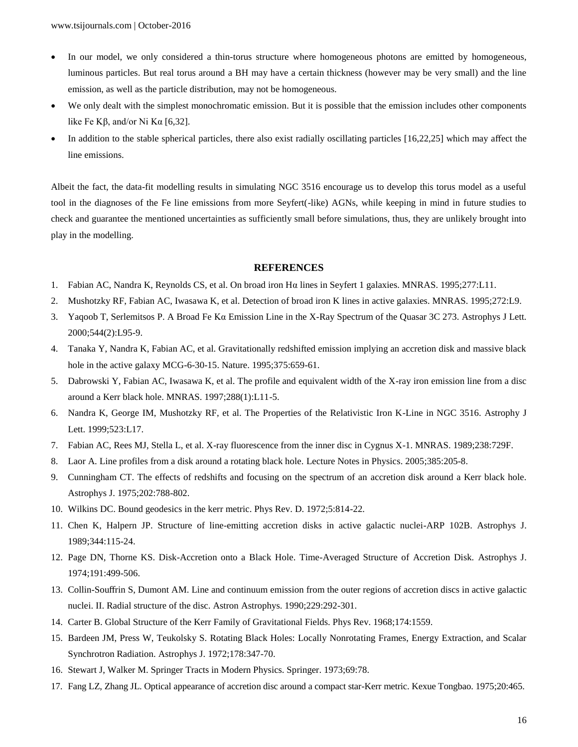- In our model, we only considered a thin-torus structure where homogeneous photons are emitted by homogeneous, luminous particles. But real torus around a BH may have a certain thickness (however may be very small) and the line emission, as well as the particle distribution, may not be homogeneous.
- We only dealt with the simplest monochromatic emission. But it is possible that the emission includes other components like Fe Kβ, and/or Ni Kα [6,32].
- In addition to the stable spherical particles, there also exist radially oscillating particles [16,22,25] which may affect the line emissions.

Albeit the fact, the data-fit modelling results in simulating NGC 3516 encourage us to develop this torus model as a useful tool in the diagnoses of the Fe line emissions from more Seyfert(-like) AGNs, while keeping in mind in future studies to check and guarantee the mentioned uncertainties as sufficiently small before simulations, thus, they are unlikely brought into play in the modelling.

## REFERENCES

1. Fabian AC, Nandra K, Reynolds CS, et al. On broad iron Hα lines in Seyfert 1 galaxies. MNRAS. 1995;277:L11.
2. Mushotzky RF, Fabian AC, Iwasawa K, et al. Detection of broad iron K lines in active galaxies. MNRAS. 1995;272:L9.
3. Yaqoob T, Serlemitsos P. A Broad Fe Kα Emission Line in the X-Ray Spectrum of the Quasar 3C 273. Astrophys J Lett. 2000;544(2):L95-9.
4. Tanaka Y, Nandra K, Fabian AC, et al. Gravitationally redshifted emission implying an accretion disk and massive black hole in the active galaxy MCG-6-30-15. Nature. 1995;375:659-61.
5. Dabrowski Y, Fabian AC, Iwasawa K, et al. The profile and equivalent width of the X-ray iron emission line from a disc around a Kerr black hole. MNRAS. 1997;288(1):L11-5.
6. Nandra K, George IM, Mushotzky RF, et al. The Properties of the Relativistic Iron K-Line in NGC 3516. Astrophy J Lett. 1999;523:L17.
7. Fabian AC, Rees MJ, Stella L, et al. X-ray fluorescence from the inner disc in Cygnus X-1. MNRAS. 1989;238:729F.
8. Laor A. Line profiles from a disk around a rotating black hole. Lecture Notes in Physics. 2005;385:205-8.
9. Cunningham CT. The effects of redshifts and focusing on the spectrum of an accretion disk around a Kerr black hole. Astrophys J. 1975;202:788-802.
10. Wilkins DC. Bound geodesics in the kerr metric. Phys Rev. D. 1972;5:814-22.
11. Chen K, Halpern JP. Structure of line-emitting accretion disks in active galactic nuclei-ARP 102B. Astrophys J. 1989;344:115-24.
12. Page DN, Thorne KS. Disk-Accretion onto a Black Hole. Time-Averaged Structure of Accretion Disk. Astrophys J. 1974;191:499-506.
13. Collin-Souffrin S, Dumont AM. Line and continuum emission from the outer regions of accretion discs in active galactic nuclei. II. Radial structure of the disc. Astron Astrophys. 1990;229:292-301.
14. Carter B. Global Structure of the Kerr Family of Gravitational Fields. Phys Rev. 1968;174:1559.
15. Bardeen JM, Press W, Teukolsky S. Rotating Black Holes: Locally Nonrotating Frames, Energy Extraction, and Scalar Synchrotron Radiation. Astrophys J. 1972;178:347-70.
16. Stewart J, Walker M. Springer Tracts in Modern Physics. Springer. 1973;69:78.
17. Fang LZ, Zhang JL. Optical appearance of accretion disc around a compact star-Kerr metric. Kexue Tongbao. 1975;20:465.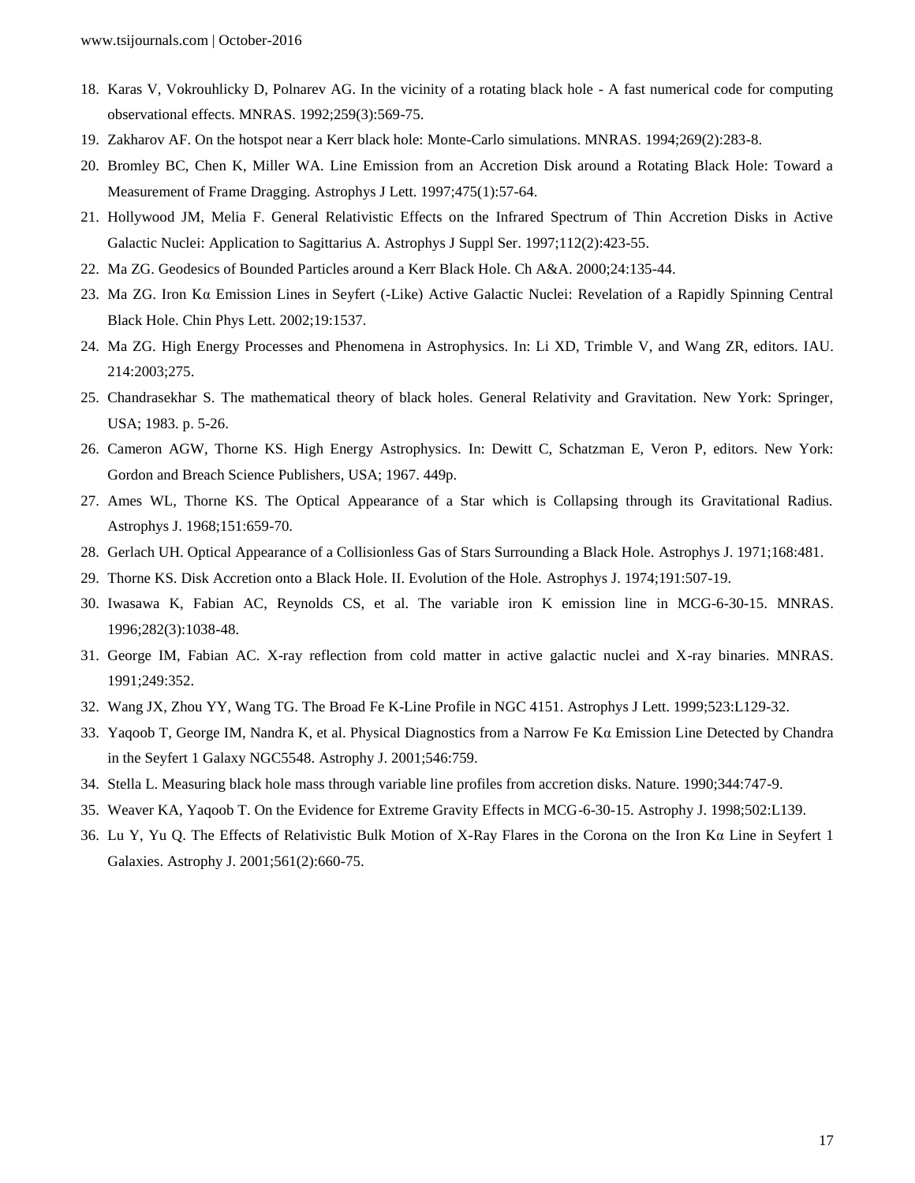18. Karas V, Vokrouhlicky D, Polnarev AG. In the vicinity of a rotating black hole - A fast numerical code for computing observational effects. MNRAS. 1992;259(3):569-75.
19. Zakharov AF. On the hotspot near a Kerr black hole: Monte-Carlo simulations. MNRAS. 1994;269(2):283-8.
20. Bromley BC, Chen K, Miller WA. Line Emission from an Accretion Disk around a Rotating Black Hole: Toward a Measurement of Frame Dragging. Astrophys J Lett. 1997;475(1):57-64.
21. Hollywood JM, Melia F. General Relativistic Effects on the Infrared Spectrum of Thin Accretion Disks in Active Galactic Nuclei: Application to Sagittarius A. Astrophys J Suppl Ser. 1997;112(2):423-55.
22. Ma ZG. Geodesics of Bounded Particles around a Kerr Black Hole. Ch A&A. 2000;24:135-44.
23. Ma ZG. Iron Kα Emission Lines in Seyfert (-Like) Active Galactic Nuclei: Revelation of a Rapidly Spinning Central Black Hole. Chin Phys Lett. 2002;19:1537.
24. Ma ZG. High Energy Processes and Phenomena in Astrophysics. In: Li XD, Trimble V, and Wang ZR, editors. IAU. 214:2003;275.
25. Chandrasekhar S. The mathematical theory of black holes. General Relativity and Gravitation. New York: Springer, USA; 1983. p. 5-26.
26. Cameron AGW, Thorne KS. High Energy Astrophysics. In: Dewitt C, Schatzman E, Veron P, editors. New York: Gordon and Breach Science Publishers, USA; 1967. 449p.
27. Ames WL, Thorne KS. The Optical Appearance of a Star which is Collapsing through its Gravitational Radius. Astrophys J. 1968;151:659-70.
28. Gerlach UH. Optical Appearance of a Collisionless Gas of Stars Surrounding a Black Hole. Astrophys J. 1971;168:481.
29. Thorne KS. Disk Accretion onto a Black Hole. II. Evolution of the Hole. Astrophys J. 1974;191:507-19.
30. Iwasawa K, Fabian AC, Reynolds CS, et al. The variable iron K emission line in MCG-6-30-15. MNRAS. 1996;282(3):1038-48.
31. George IM, Fabian AC. X-ray reflection from cold matter in active galactic nuclei and X-ray binaries. MNRAS. 1991;249:352.
32. Wang JX, Zhou YY, Wang TG. The Broad Fe K-Line Profile in NGC 4151. Astrophys J Lett. 1999;523:L129-32.
33. Yaqoob T, George IM, Nandra K, et al. Physical Diagnostics from a Narrow Fe Kα Emission Line Detected by Chandra in the Seyfert 1 Galaxy NGC5548. Astrophy J. 2001;546:759.
34. Stella L. Measuring black hole mass through variable line profiles from accretion disks. Nature. 1990;344:747-9.
35. Weaver KA, Yaqoob T. On the Evidence for Extreme Gravity Effects in MCG-6-30-15. Astrophy J. 1998;502:L139.
36. Lu Y, Yu Q. The Effects of Relativistic Bulk Motion of X-Ray Flares in the Corona on the Iron Kα Line in Seyfert 1 Galaxies. Astrophy J. 2001;561(2):660-75.